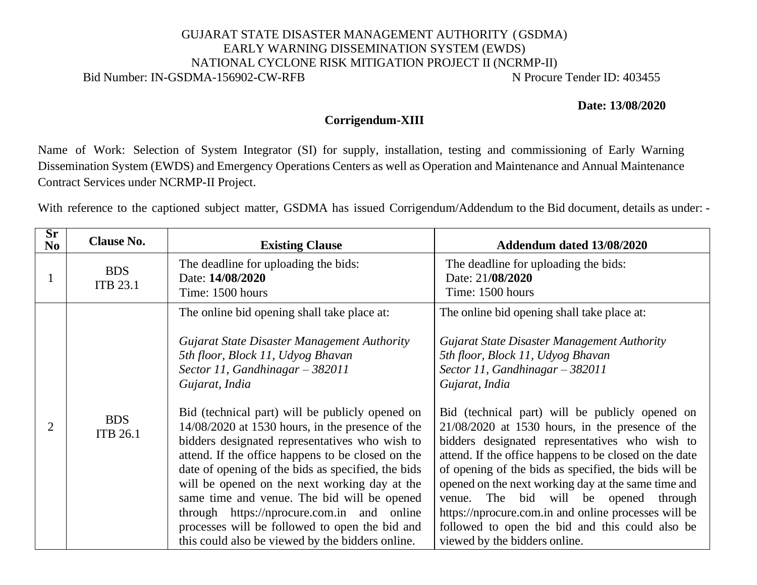GUJARAT STATE DISASTER MANAGEMENT AUTHORITY (GSDMA)
EARLY WARNING DISSEMINATION SYSTEM (EWDS)
NATIONAL CYCLONE RISK MITIGATION PROJECT II (NCRMP-II)

Bid Number: IN-GSDMA-156902-CW-RFB N Procure Tender ID: 403455

**Date: 13/08/2020**

## Corrigendum-XIII

Name of Work: Selection of System Integrator (SI) for supply, installation, testing and commissioning of Early Warning Dissemination System (EWDS) and Emergency Operations Centers as well as Operation and Maintenance and Annual Maintenance Contract Services under NCRMP-II Project.

With reference to the captioned subject matter, GSDMA has issued Corrigendum/Addendum to the Bid document, details as under: -

| Sr No | Clause No. | Existing Clause | Addendum dated 13/08/2020 |
|---|---|---|---|
| 1 | BDS ITB 23.1 | The deadline for uploading the bids:<br>Date: **14/08/2020**<br>Time: 1500 hours | The deadline for uploading the bids:<br>Date: 21**/08/2020**<br>Time: 1500 hours |
| 2 | BDS ITB 26.1 | The online bid opening shall take place at:<br><br>*Gujarat State Disaster Management Authority*<br>*5th floor, Block 11, Udyog Bhavan*<br>*Sector 11, Gandhinagar – 382011*<br>*Gujarat, India*<br><br>Bid (technical part) will be publicly opened on 14/08/2020 at 1530 hours, in the presence of the bidders designated representatives who wish to attend. If the office happens to be closed on the date of opening of the bids as specified, the bids will be opened on the next working day at the same time and venue. The bid will be opened through https://nprocure.com.in and online processes will be followed to open the bid and this could also be viewed by the bidders online. | The online bid opening shall take place at:<br><br>*Gujarat State Disaster Management Authority*<br>*5th floor, Block 11, Udyog Bhavan*<br>*Sector 11, Gandhinagar – 382011*<br>*Gujarat, India*<br><br>Bid (technical part) will be publicly opened on 21/08/2020 at 1530 hours, in the presence of the bidders designated representatives who wish to attend. If the office happens to be closed on the date of opening of the bids as specified, the bids will be opened on the next working day at the same time and venue. The bid will be opened through https://nprocure.com.in and online processes will be followed to open the bid and this could also be viewed by the bidders online. |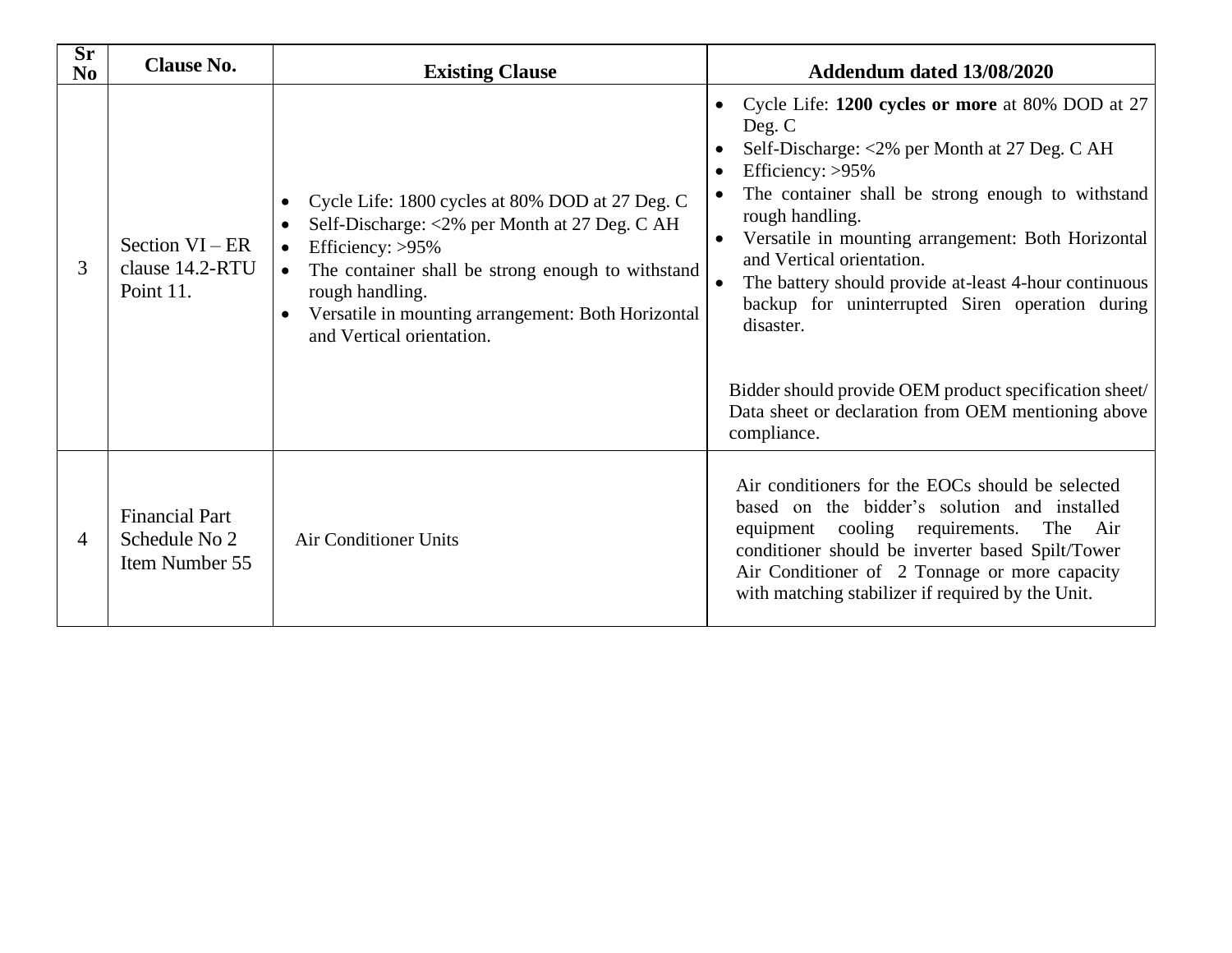| Sr No | Clause No. | Existing Clause | Addendum dated 13/08/2020 |
| --- | --- | --- | --- |
| 3 | Section VI – ER clause 14.2-RTU Point 11. | • Cycle Life: 1800 cycles at 80% DOD at 27 Deg. C<br>• Self-Discharge: <2% per Month at 27 Deg. C AH<br>• Efficiency: >95%<br>• The container shall be strong enough to withstand rough handling.<br>• Versatile in mounting arrangement: Both Horizontal and Vertical orientation. | • Cycle Life: **1200 cycles or more** at 80% DOD at 27 Deg. C<br>• Self-Discharge: <2% per Month at 27 Deg. C AH<br>• Efficiency: >95%<br>• The container shall be strong enough to withstand rough handling.<br>• Versatile in mounting arrangement: Both Horizontal and Vertical orientation.<br>• The battery should provide at-least 4-hour continuous backup for uninterrupted Siren operation during disaster.<br><br>Bidder should provide OEM product specification sheet/ Data sheet or declaration from OEM mentioning above compliance. |
| 4 | Financial Part Schedule No 2 Item Number 55 | Air Conditioner Units | Air conditioners for the EOCs should be selected based on the bidder's solution and installed equipment cooling requirements. The Air conditioner should be inverter based Spilt/Tower Air Conditioner of 2 Tonnage or more capacity with matching stabilizer if required by the Unit. |